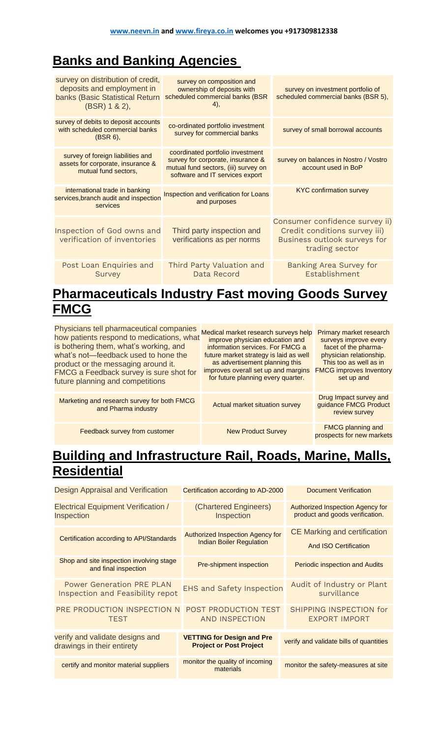**www.neevn.in and www.fireya.co.in welcomes you +917309812338**

# Banks and Banking Agencies

| | | |
|---|---|---|
| survey on distribution of credit, deposits and employment in banks (Basic Statistical Return (BSR) 1 & 2), | survey on composition and ownership of deposits with scheduled commercial banks (BSR 4), | survey on investment portfolio of scheduled commercial banks (BSR 5), |
| survey of debits to deposit accounts with scheduled commercial banks (BSR 6), | co-ordinated portfolio investment survey for commercial banks | survey of small borrowal accounts |
| survey of foreign liabilities and assets for corporate, insurance & mutual fund sectors, | coordinated portfolio investment survey for corporate, insurance & mutual fund sectors, (iii) survey on software and IT services export | survey on balances in Nostro / Vostro account used in BoP |
| international trade in banking services,branch audit and inspection services | Inspection and verification for Loans and purposes | KYC confirmation survey |
| Inspection of God owns and verification of inventories | Third party inspection and verifications as per norms | Consumer confidence survey ii) Credit conditions survey iii) Business outlook surveys for trading sector |
| Post Loan Enquiries and Survey | Third Party Valuation and Data Record | Banking Area Survey for Establishment |

# Pharmaceuticals Industry Fast moving Goods Survey FMCG

| | | |
|---|---|---|
| Physicians tell pharmaceutical companies how patients respond to medications, what is bothering them, what's working, and what's not—feedback used to hone the product or the messaging around it. FMCG a Feedback survey is sure shot for future planning and competitions | Medical market research surveys help improve physician education and information services. For FMCG a future market strategy is laid as well as advertisement planning this improves overall set up and margins for future planning every quarter. | Primary market research surveys improve every facet of the pharma-physician relationship. This too as well as in FMCG improves Inventory set up and |
| Marketing and research survey for both FMCG and Pharma industry | Actual market situation survey | Drug Impact survey and guidance FMCG Product review survey |
| Feedback survey from customer | New Product Survey | FMCG planning and prospects for new markets |

# Building and Infrastructure Rail, Roads, Marine, Malls, Residential

| | | |
|---|---|---|
| Design Appraisal and Verification | Certification according to AD-2000 | Document Verification |
| Electrical Equipment Verification / Inspection | (Chartered Engineers) Inspection | Authorized Inspection Agency for product and goods verification. |
| Certification according to API/Standards | Authorized Inspection Agency for Indian Boiler Regulation | CE Marking and certification And ISO Certification |
| Shop and site inspection involving stage and final inspection | Pre-shipment inspection | Periodic inspection and Audits |
| Power Generation PRE PLAN Inspection and Feasibility repot | EHS and Safety Inspection | Audit of Industry or Plant survillance |
| PRE PRODUCTION INSPECTION N TEST | POST PRODUCTION TEST AND INSPECTION | SHIPPING INSPECTION for EXPORT IMPORT |
| verify and validate designs and drawings in their entirety | **VETTING for Design and Pre Project or Post Project** | verify and validate bills of quantities |
| certify and monitor material suppliers | monitor the quality of incoming materials | monitor the safety-measures at site |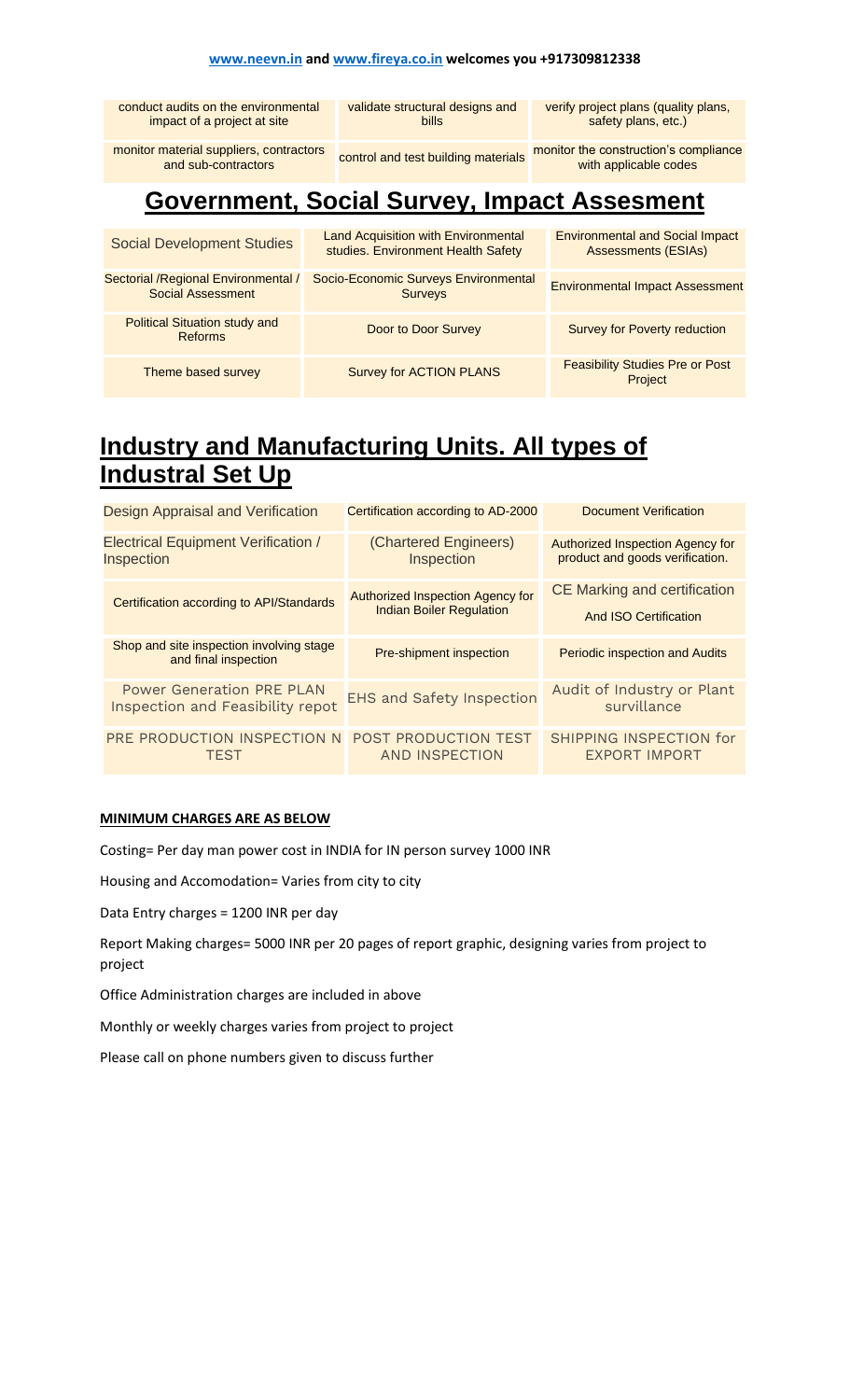**www.neevn.in and www.fireya.co.in welcomes you +917309812338**

| | | |
|---|---|---|
| conduct audits on the environmental impact of a project at site | validate structural designs and bills | verify project plans (quality plans, safety plans, etc.) |
| monitor material suppliers, contractors and sub-contractors | control and test building materials | monitor the construction's compliance with applicable codes |

# Government, Social Survey, Impact Assesment

| | | |
|---|---|---|
| Social Development Studies | Land Acquisition with Environmental studies. Environment Health Safety | Environmental and Social Impact Assessments (ESIAs) |
| Sectorial /Regional Environmental / Social Assessment | Socio-Economic Surveys Environmental Surveys | Environmental Impact Assessment |
| Political Situation study and Reforms | Door to Door Survey | Survey for Poverty reduction |
| Theme based survey | Survey for ACTION PLANS | Feasibility Studies Pre or Post Project |

# Industry and Manufacturing Units. All types of Industral Set Up

| | | |
|---|---|---|
| Design Appraisal and Verification | Certification according to AD-2000 | Document Verification |
| Electrical Equipment Verification / Inspection | (Chartered Engineers) Inspection | Authorized Inspection Agency for product and goods verification. |
| Certification according to API/Standards | Authorized Inspection Agency for Indian Boiler Regulation | CE Marking and certification And ISO Certification |
| Shop and site inspection involving stage and final inspection | Pre-shipment inspection | Periodic inspection and Audits |
| Power Generation PRE PLAN Inspection and Feasibility repot | EHS and Safety Inspection | Audit of Industry or Plant survillance |
| PRE PRODUCTION INSPECTION N TEST | POST PRODUCTION TEST AND INSPECTION | SHIPPING INSPECTION for EXPORT IMPORT |

**MINIMUM CHARGES ARE AS BELOW**

Costing= Per day man power cost in INDIA for IN person survey 1000 INR

Housing and Accomodation= Varies from city to city

Data Entry charges = 1200 INR per day

Report Making charges= 5000 INR per 20 pages of report graphic, designing varies from project to project

Office Administration charges are included in above

Monthly or weekly charges varies from project to project

Please call on phone numbers given to discuss further